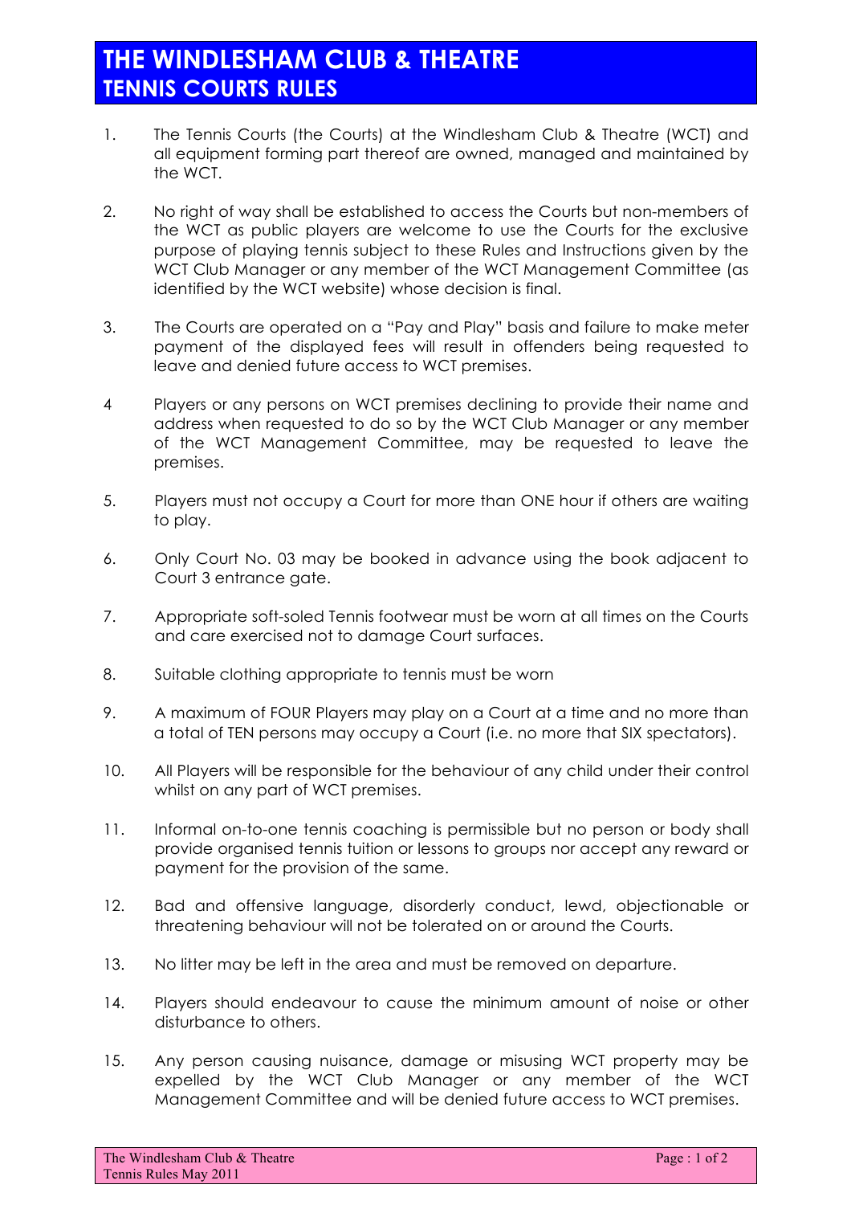# THE WINDLESHAM CLUB & THEATRE
## TENNIS COURTS RULES

1. The Tennis Courts (the Courts) at the Windlesham Club & Theatre (WCT) and all equipment forming part thereof are owned, managed and maintained by the WCT.

2. No right of way shall be established to access the Courts but non-members of the WCT as public players are welcome to use the Courts for the exclusive purpose of playing tennis subject to these Rules and Instructions given by the WCT Club Manager or any member of the WCT Management Committee (as identified by the WCT website) whose decision is final.

3. The Courts are operated on a "Pay and Play" basis and failure to make meter payment of the displayed fees will result in offenders being requested to leave and denied future access to WCT premises.

4 Players or any persons on WCT premises declining to provide their name and address when requested to do so by the WCT Club Manager or any member of the WCT Management Committee, may be requested to leave the premises.

5. Players must not occupy a Court for more than ONE hour if others are waiting to play.

6. Only Court No. 03 may be booked in advance using the book adjacent to Court 3 entrance gate.

7. Appropriate soft-soled Tennis footwear must be worn at all times on the Courts and care exercised not to damage Court surfaces.

8. Suitable clothing appropriate to tennis must be worn

9. A maximum of FOUR Players may play on a Court at a time and no more than a total of TEN persons may occupy a Court (i.e. no more that SIX spectators).

10. All Players will be responsible for the behaviour of any child under their control whilst on any part of WCT premises.

11. Informal on-to-one tennis coaching is permissible but no person or body shall provide organised tennis tuition or lessons to groups nor accept any reward or payment for the provision of the same.

12. Bad and offensive language, disorderly conduct, lewd, objectionable or threatening behaviour will not be tolerated on or around the Courts.

13. No litter may be left in the area and must be removed on departure.

14. Players should endeavour to cause the minimum amount of noise or other disturbance to others.

15. Any person causing nuisance, damage or misusing WCT property may be expelled by the WCT Club Manager or any member of the WCT Management Committee and will be denied future access to WCT premises.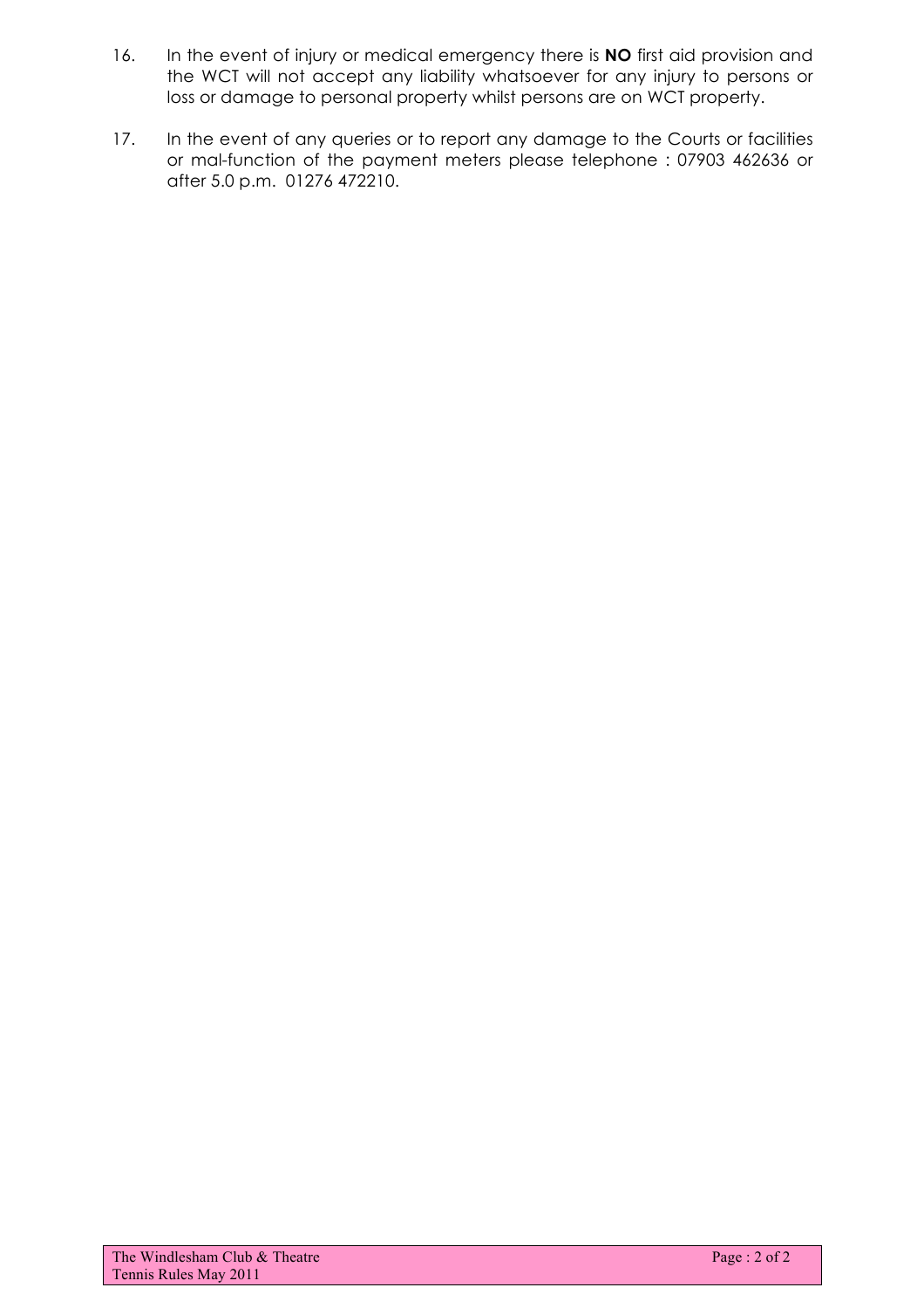16. In the event of injury or medical emergency there is **NO** first aid provision and the WCT will not accept any liability whatsoever for any injury to persons or loss or damage to personal property whilst persons are on WCT property.

17. In the event of any queries or to report any damage to the Courts or facilities or mal-function of the payment meters please telephone : 07903 462636 or after 5.0 p.m. 01276 472210.